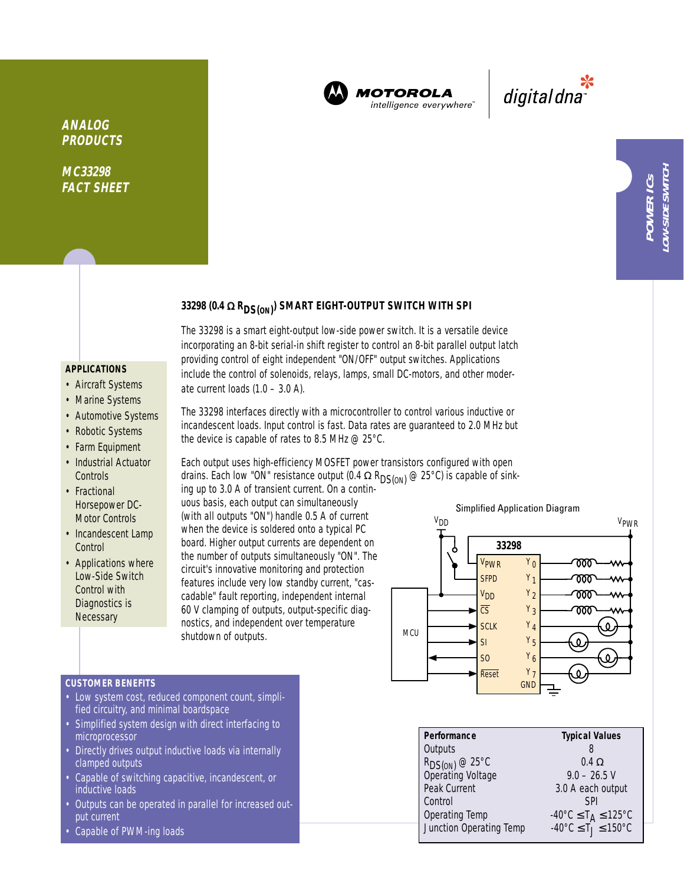**ANALOG PRODUCTS**

**MC33298 FACT SHEET**

**POWER ICs**
**LOW-SIDE SWITCH**

## 33298 (0.4 Ω $R_{DS(ON)}$) SMART EIGHT-OUTPUT SWITCH WITH SPI

The 33298 is a smart eight-output low-side power switch. It is a versatile device incorporating an 8-bit serial-in shift register to control an 8-bit parallel output latch providing control of eight independent "ON/OFF" output switches. Applications include the control of solenoids, relays, lamps, small DC-motors, and other moderate current loads (1.0 – 3.0 A).

The 33298 interfaces directly with a microcontroller to control various inductive or incandescent loads. Input control is fast. Data rates are guaranteed to 2.0 MHz but the device is capable of rates to 8.5 MHz @ 25°C.

Each output uses high-efficiency MOSFET power transistors configured with open drains. Each low "ON" resistance output (0.4 Ω $R_{DS(ON)}$ @ 25°C) is capable of sinking up to 3.0 A of transient current. On a continuous basis, each output can simultaneously (with all outputs "ON") handle 0.5 A of current when the device is soldered onto a typical PC board. Higher output currents are dependent on the number of outputs simultaneously "ON". The circuit's innovative monitoring and protection features include very low standby current, "cascadable" fault reporting, independent internal 60 V clamping of outputs, output-specific diagnostics, and independent over temperature shutdown of outputs.

### APPLICATIONS

- Aircraft Systems
- Marine Systems
- Automotive Systems
- Robotic Systems
- Farm Equipment
- Industrial Actuator Controls
- Fractional Horsepower DC-Motor Controls
- Incandescent Lamp Control
- Applications where Low-Side Switch Control with Diagnostics is Necessary

Simplified Application Diagram

### CUSTOMER BENEFITS

- Low system cost, reduced component count, simplified circuitry, and minimal boardspace
- Simplified system design with direct interfacing to microprocessor
- Directly drives output inductive loads via internally clamped outputs
- Capable of switching capacitive, incandescent, or inductive loads
- Outputs can be operated in parallel for increased output current
- Capable of PWM-ing loads

| Performance | Typical Values |
|---|---|
| Outputs | 8 |
| $R_{DS(ON)}$ @ 25°C | 0.4 Ω |
| Operating Voltage | 9.0 – 26.5 V |
| Peak Current | 3.0 A each output |
| Control | SPI |
| Operating Temp | $-40°C \leq T_A \leq 125°C$ |
| Junction Operating Temp | $-40°C \leq T_J \leq 150°C$ |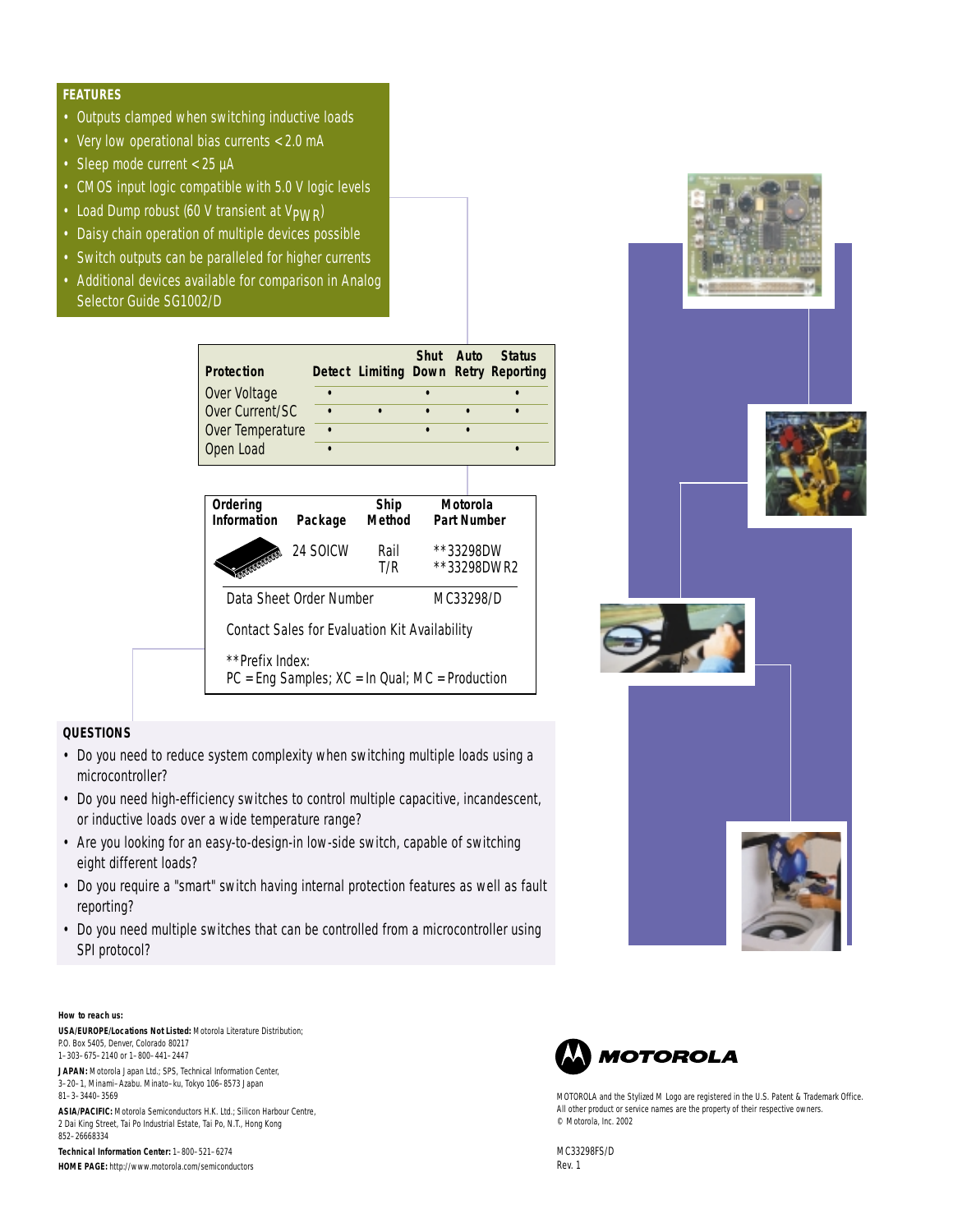## FEATURES

- Outputs clamped when switching inductive loads
- Very low operational bias currents < 2.0 mA
- Sleep mode current < 25 µA
- CMOS input logic compatible with 5.0 V logic levels
- Load Dump robust (60 V transient at $V_{PWR}$)
- Daisy chain operation of multiple devices possible
- Switch outputs can be paralleled for higher currents
- Additional devices available for comparison in Analog Selector Guide SG1002/D

| Protection | Detect | Limiting | Shut Down | Auto Retry | Status Reporting |
|---|---|---|---|---|---|
| Over Voltage | • | | • | | • |
| Over Current/SC | • | • | • | • | • |
| Over Temperature | • | | • | • | |
| Open Load | • | | | | • |

| Ordering Information | Package | Ship Method | Motorola Part Number |
|---|---|---|---|
| | 24 SOICW | Rail | **33298DW |
| | | T/R | **33298DWR2 |

Data Sheet Order Number MC33298/D

Contact Sales for Evaluation Kit Availability

**Prefix Index:
PC = Eng Samples; XC = In Qual; MC = Production

## QUESTIONS

- Do you need to reduce system complexity when switching multiple loads using a microcontroller?
- Do you need high-efficiency switches to control multiple capacitive, incandescent, or inductive loads over a wide temperature range?
- Are you looking for an easy-to-design-in low-side switch, capable of switching eight different loads?
- Do you require a "smart" switch having internal protection features as well as fault reporting?
- Do you need multiple switches that can be controlled from a microcontroller using SPI protocol?

**How to reach us:**

**USA/EUROPE/Locations Not Listed:** Motorola Literature Distribution; P.O. Box 5405, Denver, Colorado 80217
1–303–675–2140 or 1–800–441–2447

**JAPAN:** Motorola Japan Ltd.; SPS, Technical Information Center, 3–20–1, Minami–Azabu. Minato–ku, Tokyo 106–8573 Japan
81–3–3440–3569

**ASIA/PACIFIC:** Motorola Semiconductors H.K. Ltd.; Silicon Harbour Centre, 2 Dai King Street, Tai Po Industrial Estate, Tai Po, N.T., Hong Kong
852–26668334

**Technical Information Center:** 1–800–521–6274

**HOME PAGE:** http://www.motorola.com/semiconductors

**MOTOROLA**

MOTOROLA and the Stylized M Logo are registered in the U.S. Patent & Trademark Office. All other product or service names are the property of their respective owners.
© Motorola, Inc. 2002

MC33298FS/D
Rev. 1